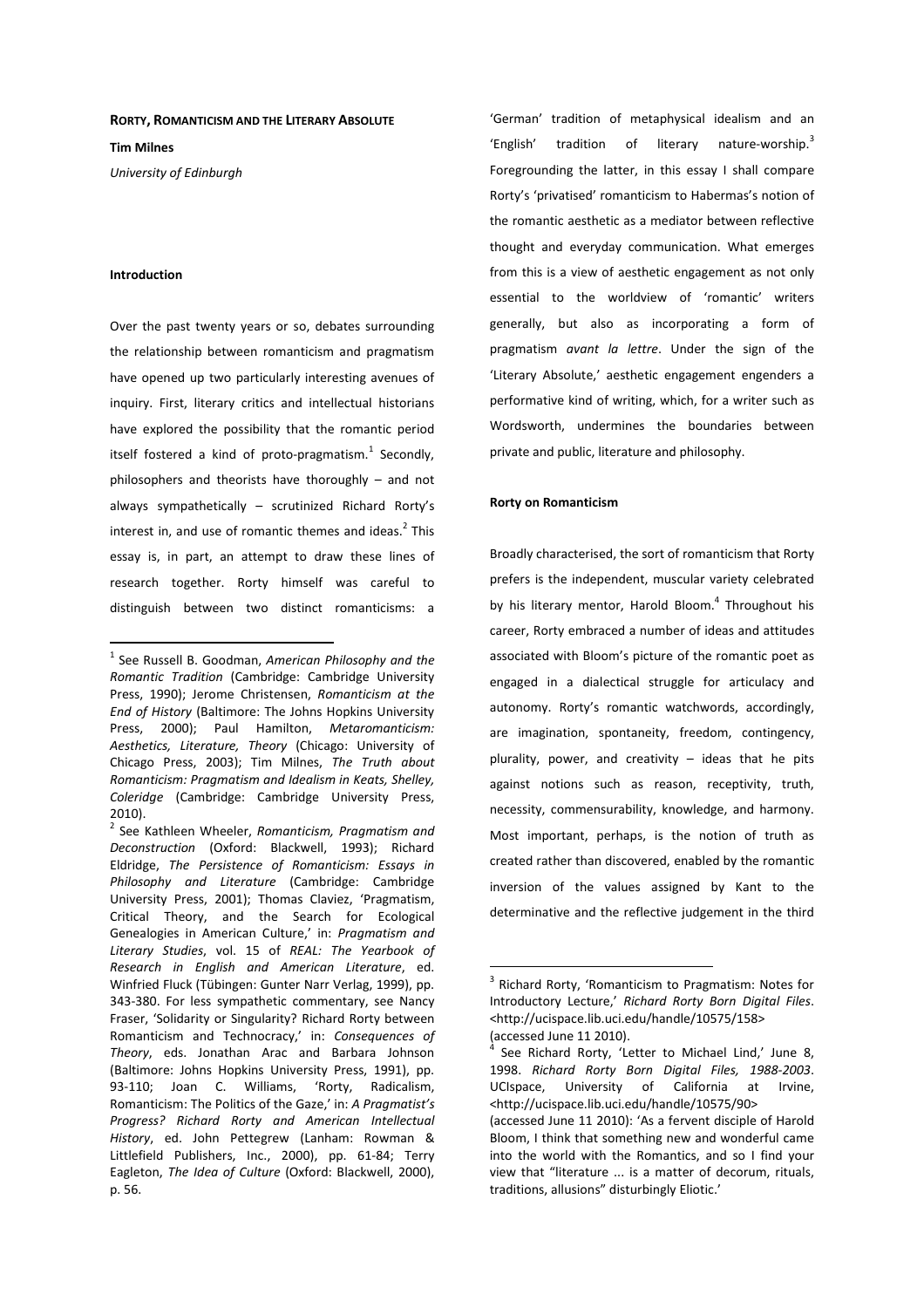# RORTY, ROMANTICISM AND THE LITERARY ABSOLUTE

**Tim Milnes**

*University of Edinburgh*

## Introduction

Over the past twenty years or so, debates surrounding the relationship between romanticism and pragmatism have opened up two particularly interesting avenues of inquiry. First, literary critics and intellectual historians have explored the possibility that the romantic period itself fostered a kind of proto-pragmatism.[1] Secondly, philosophers and theorists have thoroughly – and not always sympathetically – scrutinized Richard Rorty's interest in, and use of romantic themes and ideas.[2] This essay is, in part, an attempt to draw these lines of research together. Rorty himself was careful to distinguish between two distinct romanticisms: a 'German' tradition of metaphysical idealism and an 'English' tradition of literary nature-worship.[3] Foregrounding the latter, in this essay I shall compare Rorty's 'privatised' romanticism to Habermas's notion of the romantic aesthetic as a mediator between reflective thought and everyday communication. What emerges from this is a view of aesthetic engagement as not only essential to the worldview of 'romantic' writers generally, but also as incorporating a form of pragmatism *avant la lettre*. Under the sign of the 'Literary Absolute,' aesthetic engagement engenders a performative kind of writing, which, for a writer such as Wordsworth, undermines the boundaries between private and public, literature and philosophy.

## Rorty on Romanticism

Broadly characterised, the sort of romanticism that Rorty prefers is the independent, muscular variety celebrated by his literary mentor, Harold Bloom.[4] Throughout his career, Rorty embraced a number of ideas and attitudes associated with Bloom's picture of the romantic poet as engaged in a dialectical struggle for articulacy and autonomy. Rorty's romantic watchwords, accordingly, are imagination, spontaneity, freedom, contingency, plurality, power, and creativity – ideas that he pits against notions such as reason, receptivity, truth, necessity, commensurability, knowledge, and harmony. Most important, perhaps, is the notion of truth as created rather than discovered, enabled by the romantic inversion of the values assigned by Kant to the determinative and the reflective judgement in the third

---

[1] See Russell B. Goodman, *American Philosophy and the Romantic Tradition* (Cambridge: Cambridge University Press, 1990); Jerome Christensen, *Romanticism at the End of History* (Baltimore: The Johns Hopkins University Press, 2000); Paul Hamilton, *Metaromanticism: Aesthetics, Literature, Theory* (Chicago: University of Chicago Press, 2003); Tim Milnes, *The Truth about Romanticism: Pragmatism and Idealism in Keats, Shelley, Coleridge* (Cambridge: Cambridge University Press, 2010).

[2] See Kathleen Wheeler, *Romanticism, Pragmatism and Deconstruction* (Oxford: Blackwell, 1993); Richard Eldridge, *The Persistence of Romanticism: Essays in Philosophy and Literature* (Cambridge: Cambridge University Press, 2001); Thomas Claviez, 'Pragmatism, Critical Theory, and the Search for Ecological Genealogies in American Culture,' in: *Pragmatism and Literary Studies*, vol. 15 of *REAL: The Yearbook of Research in English and American Literature*, ed. Winfried Fluck (Tübingen: Gunter Narr Verlag, 1999), pp. 343-380. For less sympathetic commentary, see Nancy Fraser, 'Solidarity or Singularity? Richard Rorty between Romanticism and Technocracy,' in: *Consequences of Theory*, eds. Jonathan Arac and Barbara Johnson (Baltimore: Johns Hopkins University Press, 1991), pp. 93-110; Joan C. Williams, 'Rorty, Radicalism, Romanticism: The Politics of the Gaze,' in: *A Pragmatist's Progress? Richard Rorty and American Intellectual History*, ed. John Pettegrew (Lanham: Rowman & Littlefield Publishers, Inc., 2000), pp. 61-84; Terry Eagleton, *The Idea of Culture* (Oxford: Blackwell, 2000), p. 56.

[3] Richard Rorty, 'Romanticism to Pragmatism: Notes for Introductory Lecture,' *Richard Rorty Born Digital Files*. <http://ucispace.lib.uci.edu/handle/10575/158> (accessed June 11 2010).

[4] See Richard Rorty, 'Letter to Michael Lind,' June 8, 1998. *Richard Rorty Born Digital Files, 1988-2003*. UCIspace, University of California at Irvine, <http://ucispace.lib.uci.edu/handle/10575/90> (accessed June 11 2010): 'As a fervent disciple of Harold Bloom, I think that something new and wonderful came into the world with the Romantics, and so I find your view that "literature ... is a matter of decorum, rituals, traditions, allusions" disturbingly Eliotic.'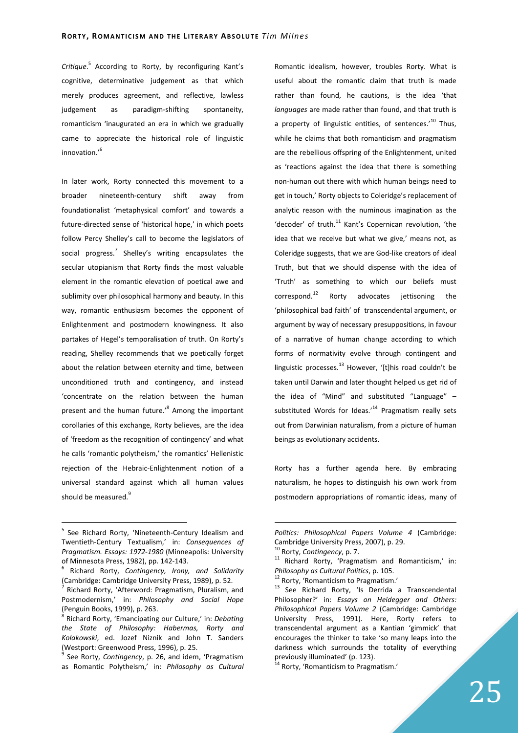*Critique*.[5] According to Rorty, by reconfiguring Kant's cognitive, determinative judgement as that which merely produces agreement, and reflective, lawless judgement as paradigm-shifting spontaneity, romanticism 'inaugurated an era in which we gradually came to appreciate the historical role of linguistic innovation.'[6]

In later work, Rorty connected this movement to a broader nineteenth-century shift away from foundationalist 'metaphysical comfort' and towards a future-directed sense of 'historical hope,' in which poets follow Percy Shelley's call to become the legislators of social progress.[7] Shelley's writing encapsulates the secular utopianism that Rorty finds the most valuable element in the romantic elevation of poetical awe and sublimity over philosophical harmony and beauty. In this way, romantic enthusiasm becomes the opponent of Enlightenment and postmodern knowingness. It also partakes of Hegel's temporalisation of truth. On Rorty's reading, Shelley recommends that we poetically forget about the relation between eternity and time, between unconditioned truth and contingency, and instead 'concentrate on the relation between the human present and the human future.'[8] Among the important corollaries of this exchange, Rorty believes, are the idea of 'freedom as the recognition of contingency' and what he calls 'romantic polytheism,' the romantics' Hellenistic rejection of the Hebraic-Enlightenment notion of a universal standard against which all human values should be measured.[9]

Romantic idealism, however, troubles Rorty. What is useful about the romantic claim that truth is made rather than found, he cautions, is the idea 'that *languages* are made rather than found, and that truth is a property of linguistic entities, of sentences.'[10] Thus, while he claims that both romanticism and pragmatism are the rebellious offspring of the Enlightenment, united as 'reactions against the idea that there is something non-human out there with which human beings need to get in touch,' Rorty objects to Coleridge's replacement of analytic reason with the numinous imagination as the 'decoder' of truth.[11] Kant's Copernican revolution, 'the idea that we receive but what we give,' means not, as Coleridge suggests, that we are God-like creators of ideal Truth, but that we should dispense with the idea of 'Truth' as something to which our beliefs must correspond.[12] Rorty advocates jettisoning the 'philosophical bad faith' of transcendental argument, or argument by way of necessary presuppositions, in favour of a narrative of human change according to which forms of normativity evolve through contingent and linguistic processes.[13] However, '[t]his road couldn't be taken until Darwin and later thought helped us get rid of the idea of "Mind" and substituted "Language" – substituted Words for Ideas.'[14] Pragmatism really sets out from Darwinian naturalism, from a picture of human beings as evolutionary accidents.

Rorty has a further agenda here. By embracing naturalism, he hopes to distinguish his own work from postmodern appropriations of romantic ideas, many of

---

[5] See Richard Rorty, 'Nineteenth-Century Idealism and Twentieth-Century Textualism,' in: *Consequences of Pragmatism. Essays: 1972-1980* (Minneapolis: University of Minnesota Press, 1982), pp. 142-143.

[6] Richard Rorty, *Contingency, Irony, and Solidarity* (Cambridge: Cambridge University Press, 1989), p. 52.

[7] Richard Rorty, 'Afterword: Pragmatism, Pluralism, and Postmodernism,' in: *Philosophy and Social Hope* (Penguin Books, 1999), p. 263.

[8] Richard Rorty, 'Emancipating our Culture,' in: *Debating the State of Philosophy: Habermas, Rorty and Kolakowski*, ed. Jozef Niznik and John T. Sanders (Westport: Greenwood Press, 1996), p. 25.

[9] See Rorty, *Contingency*, p. 26, and idem, 'Pragmatism as Romantic Polytheism,' in: *Philosophy as Cultural Politics: Philosophical Papers Volume 4* (Cambridge: Cambridge University Press, 2007), p. 29.

[10] Rorty, *Contingency*, p. 7.

[11] Richard Rorty, 'Pragmatism and Romanticism,' in: *Philosophy as Cultural Politics*, p. 105.

[12] Rorty, 'Romanticism to Pragmatism.'

[13] See Richard Rorty, 'Is Derrida a Transcendental Philosopher?' in: *Essays on Heidegger and Others: Philosophical Papers Volume 2* (Cambridge: Cambridge University Press, 1991). Here, Rorty refers to transcendental argument as a Kantian 'gimmick' that encourages the thinker to take 'so many leaps into the darkness which surrounds the totality of everything previously illuminated' (p. 123).

[14] Rorty, 'Romanticism to Pragmatism.'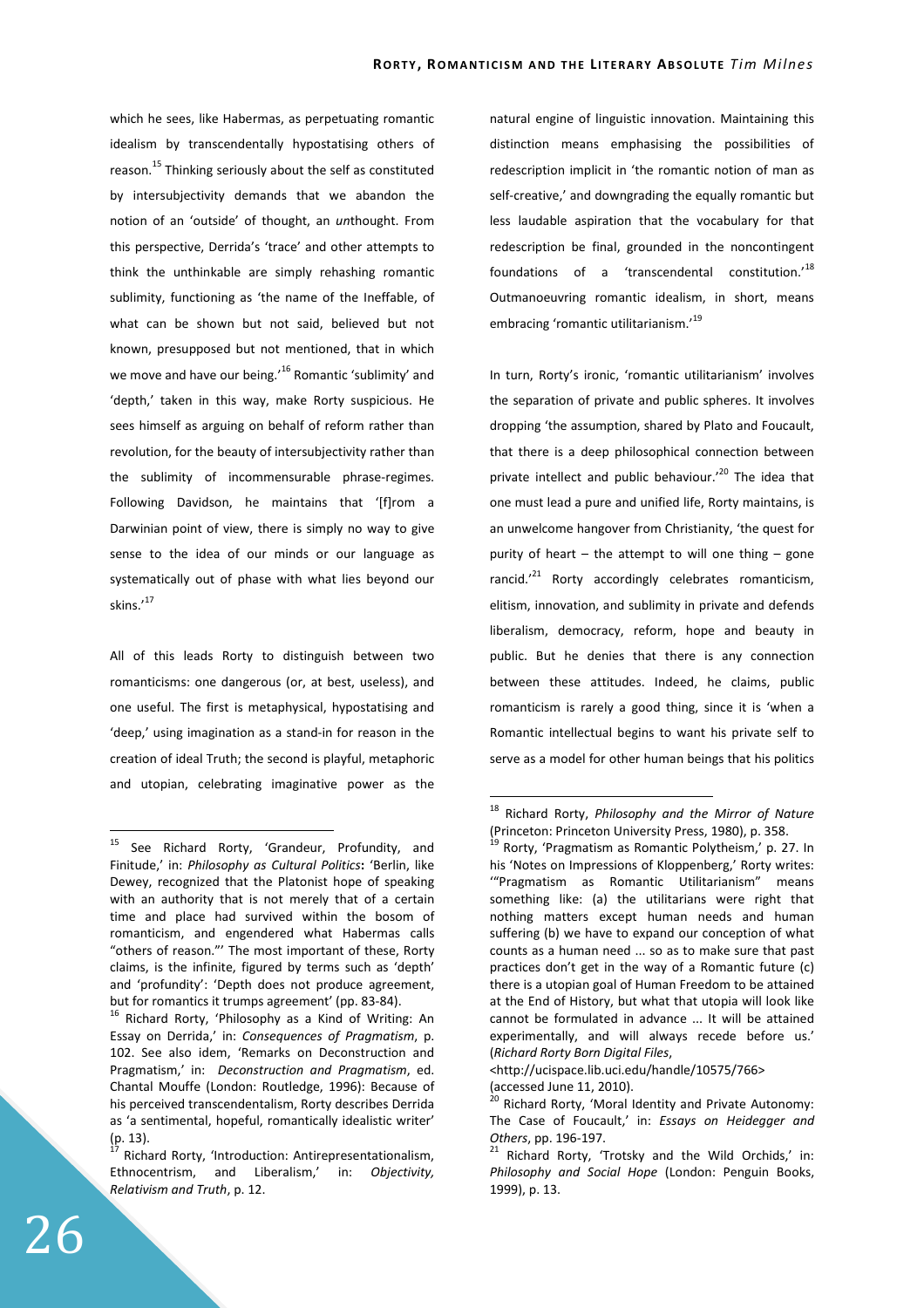which he sees, like Habermas, as perpetuating romantic idealism by transcendentally hypostatising others of reason.[15] Thinking seriously about the self as constituted by intersubjectivity demands that we abandon the notion of an 'outside' of thought, an *un*thought. From this perspective, Derrida's 'trace' and other attempts to think the unthinkable are simply rehashing romantic sublimity, functioning as 'the name of the Ineffable, of what can be shown but not said, believed but not known, presupposed but not mentioned, that in which we move and have our being.'[16] Romantic 'sublimity' and 'depth,' taken in this way, make Rorty suspicious. He sees himself as arguing on behalf of reform rather than revolution, for the beauty of intersubjectivity rather than the sublimity of incommensurable phrase-regimes. Following Davidson, he maintains that '[f]rom a Darwinian point of view, there is simply no way to give sense to the idea of our minds or our language as systematically out of phase with what lies beyond our skins.'[17]

All of this leads Rorty to distinguish between two romanticisms: one dangerous (or, at best, useless), and one useful. The first is metaphysical, hypostatising and 'deep,' using imagination as a stand-in for reason in the creation of ideal Truth; the second is playful, metaphoric and utopian, celebrating imaginative power as the natural engine of linguistic innovation. Maintaining this distinction means emphasising the possibilities of redescription implicit in 'the romantic notion of man as self-creative,' and downgrading the equally romantic but less laudable aspiration that the vocabulary for that redescription be final, grounded in the noncontingent foundations of a 'transcendental constitution.'[18] Outmanoeuvring romantic idealism, in short, means embracing 'romantic utilitarianism.'[19]

In turn, Rorty's ironic, 'romantic utilitarianism' involves the separation of private and public spheres. It involves dropping 'the assumption, shared by Plato and Foucault, that there is a deep philosophical connection between private intellect and public behaviour.'[20] The idea that one must lead a pure and unified life, Rorty maintains, is an unwelcome hangover from Christianity, 'the quest for purity of heart – the attempt to will one thing – gone rancid.'[21] Rorty accordingly celebrates romanticism, elitism, innovation, and sublimity in private and defends liberalism, democracy, reform, hope and beauty in public. But he denies that there is any connection between these attitudes. Indeed, he claims, public romanticism is rarely a good thing, since it is 'when a Romantic intellectual begins to want his private self to serve as a model for other human beings that his politics

---

[15] See Richard Rorty, 'Grandeur, Profundity, and Finitude,' in: *Philosophy as Cultural Politics*: 'Berlin, like Dewey, recognized that the Platonist hope of speaking with an authority that is not merely that of a certain time and place had survived within the bosom of romanticism, and engendered what Habermas calls "others of reason."' The most important of these, Rorty claims, is the infinite, figured by terms such as 'depth' and 'profundity': 'Depth does not produce agreement, but for romantics it trumps agreement' (pp. 83-84).

[16] Richard Rorty, 'Philosophy as a Kind of Writing: An Essay on Derrida,' in: *Consequences of Pragmatism*, p. 102. See also idem, 'Remarks on Deconstruction and Pragmatism,' in: *Deconstruction and Pragmatism*, ed. Chantal Mouffe (London: Routledge, 1996): Because of his perceived transcendentalism, Rorty describes Derrida as 'a sentimental, hopeful, romantically idealistic writer' (p. 13).

[17] Richard Rorty, 'Introduction: Antirepresentationalism, Ethnocentrism, and Liberalism,' in: *Objectivity, Relativism and Truth*, p. 12.

[18] Richard Rorty, *Philosophy and the Mirror of Nature* (Princeton: Princeton University Press, 1980), p. 358.

[19] Rorty, 'Pragmatism as Romantic Polytheism,' p. 27. In his 'Notes on Impressions of Kloppenberg,' Rorty writes: '"Pragmatism as Romantic Utilitarianism" means something like: (a) the utilitarians were right that nothing matters except human needs and human suffering (b) we have to expand our conception of what counts as a human need ... so as to make sure that past practices don't get in the way of a Romantic future (c) there is a utopian goal of Human Freedom to be attained at the End of History, but what that utopia will look like cannot be formulated in advance ... It will be attained experimentally, and will always recede before us.' (*Richard Rorty Born Digital Files*, <http://ucispace.lib.uci.edu/handle/10575/766> (accessed June 11, 2010).

[20] Richard Rorty, 'Moral Identity and Private Autonomy: The Case of Foucault,' in: *Essays on Heidegger and Others*, pp. 196-197.

[21] Richard Rorty, 'Trotsky and the Wild Orchids,' in: *Philosophy and Social Hope* (London: Penguin Books, 1999), p. 13.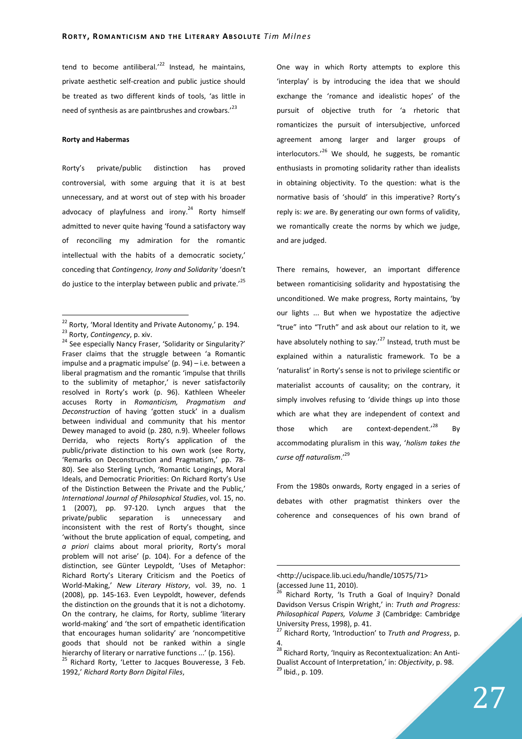tend to become antiliberal.'[22] Instead, he maintains, private aesthetic self-creation and public justice should be treated as two different kinds of tools, 'as little in need of synthesis as are paintbrushes and crowbars.'[23]

**Rorty and Habermas**

Rorty's private/public distinction has proved controversial, with some arguing that it is at best unnecessary, and at worst out of step with his broader advocacy of playfulness and irony.[24] Rorty himself admitted to never quite having 'found a satisfactory way of reconciling my admiration for the romantic intellectual with the habits of a democratic society,' conceding that *Contingency, Irony and Solidarity* 'doesn't do justice to the interplay between public and private.'[25]

One way in which Rorty attempts to explore this 'interplay' is by introducing the idea that we should exchange the 'romance and idealistic hopes' of the pursuit of objective truth for 'a rhetoric that romanticizes the pursuit of intersubjective, unforced agreement among larger and larger groups of interlocutors.'[26] We should, he suggests, be romantic enthusiasts in promoting solidarity rather than idealists in obtaining objectivity. To the question: what is the normative basis of 'should' in this imperative? Rorty's reply is: *we* are. By generating our own forms of validity, we romantically create the norms by which we judge, and are judged.

There remains, however, an important difference between romanticising solidarity and hypostatising the unconditioned. We make progress, Rorty maintains, 'by our lights ... But when we hypostatize the adjective "true" into "Truth" and ask about our relation to it, we have absolutely nothing to say.'[27] Instead, truth must be explained within a naturalistic framework. To be a 'naturalist' in Rorty's sense is not to privilege scientific or materialist accounts of causality; on the contrary, it simply involves refusing to 'divide things up into those which are what they are independent of context and those which are context-dependent.'[28] By accommodating pluralism in this way, '*holism takes the curse off naturalism*.'[29]

From the 1980s onwards, Rorty engaged in a series of debates with other pragmatist thinkers over the coherence and consequences of his own brand of

---

[22] Rorty, 'Moral Identity and Private Autonomy,' p. 194.

[23] Rorty, *Contingency*, p. xiv.

[24] See especially Nancy Fraser, 'Solidarity or Singularity?' Fraser claims that the struggle between 'a Romantic impulse and a pragmatic impulse' (p. 94) – i.e. between a liberal pragmatism and the romantic 'impulse that thrills to the sublimity of metaphor,' is never satisfactorily resolved in Rorty's work (p. 96). Kathleen Wheeler accuses Rorty in *Romanticism, Pragmatism and Deconstruction* of having 'gotten stuck' in a dualism between individual and community that his mentor Dewey managed to avoid (p. 280, n.9). Wheeler follows Derrida, who rejects Rorty's application of the public/private distinction to his own work (see Rorty, 'Remarks on Deconstruction and Pragmatism,' pp. 78-80). See also Sterling Lynch, 'Romantic Longings, Moral Ideals, and Democratic Priorities: On Richard Rorty's Use of the Distinction Between the Private and the Public,' *International Journal of Philosophical Studies*, vol. 15, no. 1 (2007), pp. 97-120. Lynch argues that the private/public separation is unnecessary and inconsistent with the rest of Rorty's thought, since 'without the brute application of equal, competing, and *a priori* claims about moral priority, Rorty's moral problem will not arise' (p. 104). For a defence of the distinction, see Günter Leypoldt, 'Uses of Metaphor: Richard Rorty's Literary Criticism and the Poetics of World-Making,' *New Literary History*, vol. 39, no. 1 (2008), pp. 145-163. Even Leypoldt, however, defends the distinction on the grounds that it is not a dichotomy. On the contrary, he claims, for Rorty, sublime 'literary world-making' and 'the sort of empathetic identification that encourages human solidarity' are 'noncompetitive goods that should not be ranked within a single hierarchy of literary or narrative functions ...' (p. 156).

[25] Richard Rorty, 'Letter to Jacques Bouveresse, 3 Feb. 1992,' *Richard Rorty Born Digital Files*, <http://ucispace.lib.uci.edu/handle/10575/71> (accessed June 11, 2010).

[26] Richard Rorty, 'Is Truth a Goal of Inquiry? Donald Davidson Versus Crispin Wright,' in: *Truth and Progress: Philosophical Papers, Volume 3* (Cambridge: Cambridge University Press, 1998), p. 41.

[27] Richard Rorty, 'Introduction' to *Truth and Progress*, p. 4.

[28] Richard Rorty, 'Inquiry as Recontextualization: An Anti-Dualist Account of Interpretation,' in: *Objectivity*, p. 98.

[29] Ibid., p. 109.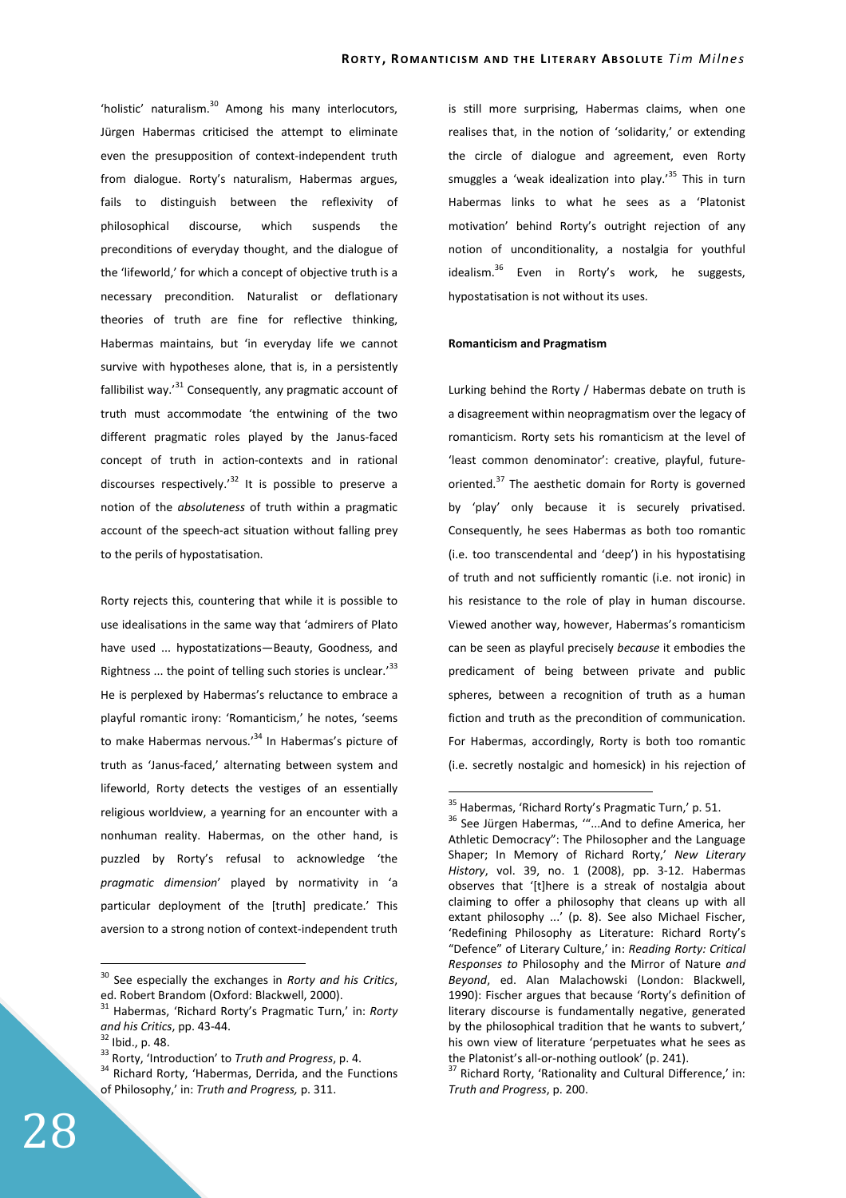'holistic' naturalism.[30] Among his many interlocutors, Jürgen Habermas criticised the attempt to eliminate even the presupposition of context-independent truth from dialogue. Rorty's naturalism, Habermas argues, fails to distinguish between the reflexivity of philosophical discourse, which suspends the preconditions of everyday thought, and the dialogue of the 'lifeworld,' for which a concept of objective truth is a necessary precondition. Naturalist or deflationary theories of truth are fine for reflective thinking, Habermas maintains, but 'in everyday life we cannot survive with hypotheses alone, that is, in a persistently fallibilist way.'[31] Consequently, any pragmatic account of truth must accommodate 'the entwining of the two different pragmatic roles played by the Janus-faced concept of truth in action-contexts and in rational discourses respectively.'[32] It is possible to preserve a notion of the *absoluteness* of truth within a pragmatic account of the speech-act situation without falling prey to the perils of hypostatisation.

Rorty rejects this, countering that while it is possible to use idealisations in the same way that 'admirers of Plato have used ... hypostatizations—Beauty, Goodness, and Rightness ... the point of telling such stories is unclear.'[33] He is perplexed by Habermas's reluctance to embrace a playful romantic irony: 'Romanticism,' he notes, 'seems to make Habermas nervous.'[34] In Habermas's picture of truth as 'Janus-faced,' alternating between system and lifeworld, Rorty detects the vestiges of an essentially religious worldview, a yearning for an encounter with a nonhuman reality. Habermas, on the other hand, is puzzled by Rorty's refusal to acknowledge 'the *pragmatic dimension*' played by normativity in 'a particular deployment of the [truth] predicate.' This aversion to a strong notion of context-independent truth is still more surprising, Habermas claims, when one realises that, in the notion of 'solidarity,' or extending the circle of dialogue and agreement, even Rorty smuggles a 'weak idealization into play.'[35] This in turn Habermas links to what he sees as a 'Platonist motivation' behind Rorty's outright rejection of any notion of unconditionality, a nostalgia for youthful idealism.[36] Even in Rorty's work, he suggests, hypostatisation is not without its uses.

#### Romanticism and Pragmatism

Lurking behind the Rorty / Habermas debate on truth is a disagreement within neopragmatism over the legacy of romanticism. Rorty sets his romanticism at the level of 'least common denominator': creative, playful, future-oriented.[37] The aesthetic domain for Rorty is governed by 'play' only because it is securely privatised. Consequently, he sees Habermas as both too romantic (i.e. too transcendental and 'deep') in his hypostatising of truth and not sufficiently romantic (i.e. not ironic) in his resistance to the role of play in human discourse. Viewed another way, however, Habermas's romanticism can be seen as playful precisely *because* it embodies the predicament of being between private and public spheres, between a recognition of truth as a human fiction and truth as the precondition of communication. For Habermas, accordingly, Rorty is both too romantic (i.e. secretly nostalgic and homesick) in his rejection of

---

[30] See especially the exchanges in *Rorty and his Critics*, ed. Robert Brandom (Oxford: Blackwell, 2000).

[31] Habermas, 'Richard Rorty's Pragmatic Turn,' in: *Rorty and his Critics*, pp. 43-44.

[32] Ibid., p. 48.

[33] Rorty, 'Introduction' to *Truth and Progress*, p. 4.

[34] Richard Rorty, 'Habermas, Derrida, and the Functions of Philosophy,' in: *Truth and Progress,* p. 311.

[35] Habermas, 'Richard Rorty's Pragmatic Turn,' p. 51.

[36] See Jürgen Habermas, '"...And to define America, her Athletic Democracy": The Philosopher and the Language Shaper; In Memory of Richard Rorty,' *New Literary History*, vol. 39, no. 1 (2008), pp. 3-12. Habermas observes that '[t]here is a streak of nostalgia about claiming to offer a philosophy that cleans up with all extant philosophy ...' (p. 8). See also Michael Fischer, 'Redefining Philosophy as Literature: Richard Rorty's "Defence" of Literary Culture,' in: *Reading Rorty: Critical Responses to* Philosophy and the Mirror of Nature *and Beyond*, ed. Alan Malachowski (London: Blackwell, 1990): Fischer argues that because 'Rorty's definition of literary discourse is fundamentally negative, generated by the philosophical tradition that he wants to subvert,' his own view of literature 'perpetuates what he sees as the Platonist's all-or-nothing outlook' (p. 241).

[37] Richard Rorty, 'Rationality and Cultural Difference,' in: *Truth and Progress*, p. 200.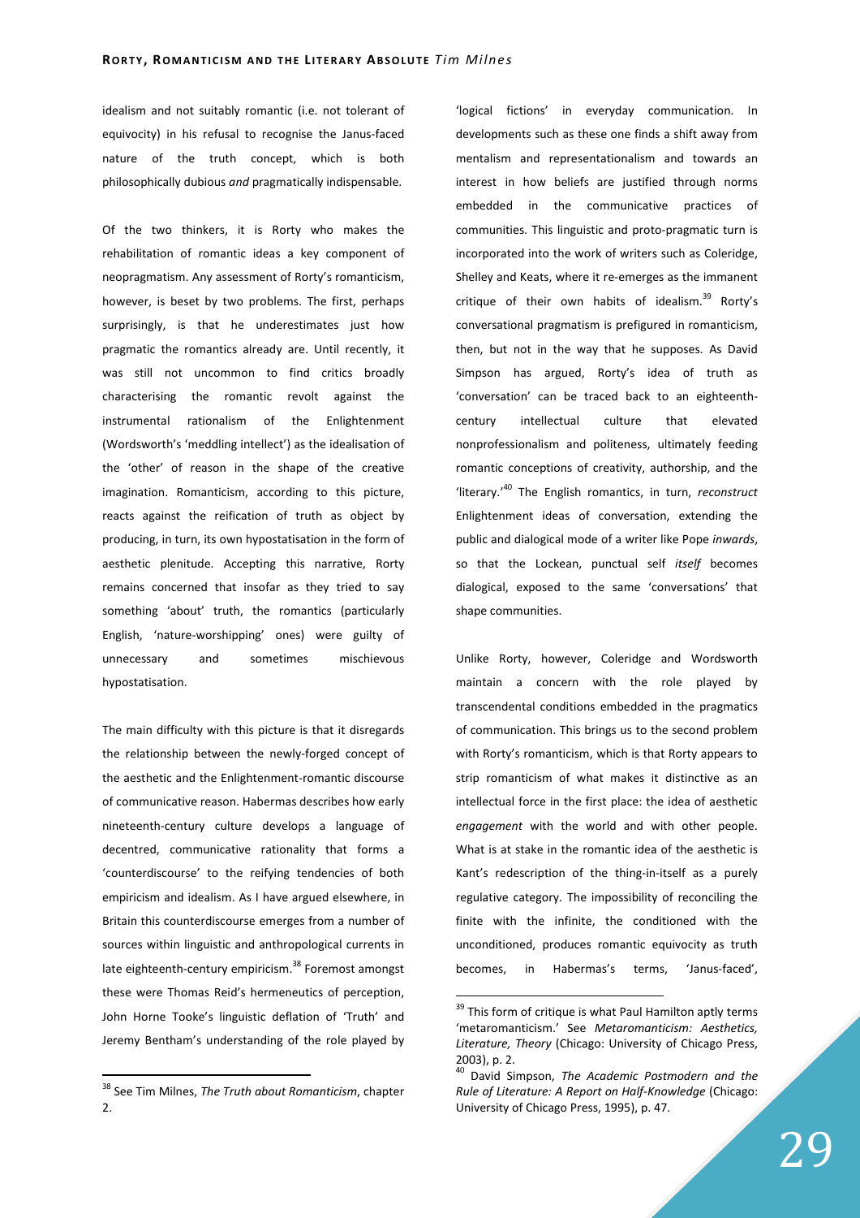idealism and not suitably romantic (i.e. not tolerant of equivocity) in his refusal to recognise the Janus-faced nature of the truth concept, which is both philosophically dubious *and* pragmatically indispensable.

Of the two thinkers, it is Rorty who makes the rehabilitation of romantic ideas a key component of neopragmatism. Any assessment of Rorty's romanticism, however, is beset by two problems. The first, perhaps surprisingly, is that he underestimates just how pragmatic the romantics already are. Until recently, it was still not uncommon to find critics broadly characterising the romantic revolt against the instrumental rationalism of the Enlightenment (Wordsworth's 'meddling intellect') as the idealisation of the 'other' of reason in the shape of the creative imagination. Romanticism, according to this picture, reacts against the reification of truth as object by producing, in turn, its own hypostatisation in the form of aesthetic plenitude. Accepting this narrative, Rorty remains concerned that insofar as they tried to say something 'about' truth, the romantics (particularly English, 'nature-worshipping' ones) were guilty of unnecessary and sometimes mischievous hypostatisation.

The main difficulty with this picture is that it disregards the relationship between the newly-forged concept of the aesthetic and the Enlightenment-romantic discourse of communicative reason. Habermas describes how early nineteenth-century culture develops a language of decentred, communicative rationality that forms a 'counterdiscourse' to the reifying tendencies of both empiricism and idealism. As I have argued elsewhere, in Britain this counterdiscourse emerges from a number of sources within linguistic and anthropological currents in late eighteenth-century empiricism.[38] Foremost amongst these were Thomas Reid's hermeneutics of perception, John Horne Tooke's linguistic deflation of 'Truth' and Jeremy Bentham's understanding of the role played by 'logical fictions' in everyday communication. In developments such as these one finds a shift away from mentalism and representationalism and towards an interest in how beliefs are justified through norms embedded in the communicative practices of communities. This linguistic and proto-pragmatic turn is incorporated into the work of writers such as Coleridge, Shelley and Keats, where it re-emerges as the immanent critique of their own habits of idealism.[39] Rorty's conversational pragmatism is prefigured in romanticism, then, but not in the way that he supposes. As David Simpson has argued, Rorty's idea of truth as 'conversation' can be traced back to an eighteenth-century intellectual culture that elevated nonprofessionalism and politeness, ultimately feeding romantic conceptions of creativity, authorship, and the 'literary.'[40] The English romantics, in turn, *reconstruct* Enlightenment ideas of conversation, extending the public and dialogical mode of a writer like Pope *inwards*, so that the Lockean, punctual self *itself* becomes dialogical, exposed to the same 'conversations' that shape communities.

Unlike Rorty, however, Coleridge and Wordsworth maintain a concern with the role played by transcendental conditions embedded in the pragmatics of communication. This brings us to the second problem with Rorty's romanticism, which is that Rorty appears to strip romanticism of what makes it distinctive as an intellectual force in the first place: the idea of aesthetic *engagement* with the world and with other people. What is at stake in the romantic idea of the aesthetic is Kant's redescription of the thing-in-itself as a purely regulative category. The impossibility of reconciling the finite with the infinite, the conditioned with the unconditioned, produces romantic equivocity as truth becomes, in Habermas's terms, 'Janus-faced',

---

[38] See Tim Milnes, *The Truth about Romanticism*, chapter 2.

[39] This form of critique is what Paul Hamilton aptly terms 'metaromanticism.' See *Metaromanticism: Aesthetics, Literature, Theory* (Chicago: University of Chicago Press, 2003), p. 2.

[40] David Simpson, *The Academic Postmodern and the Rule of Literature: A Report on Half-Knowledge* (Chicago: University of Chicago Press, 1995), p. 47.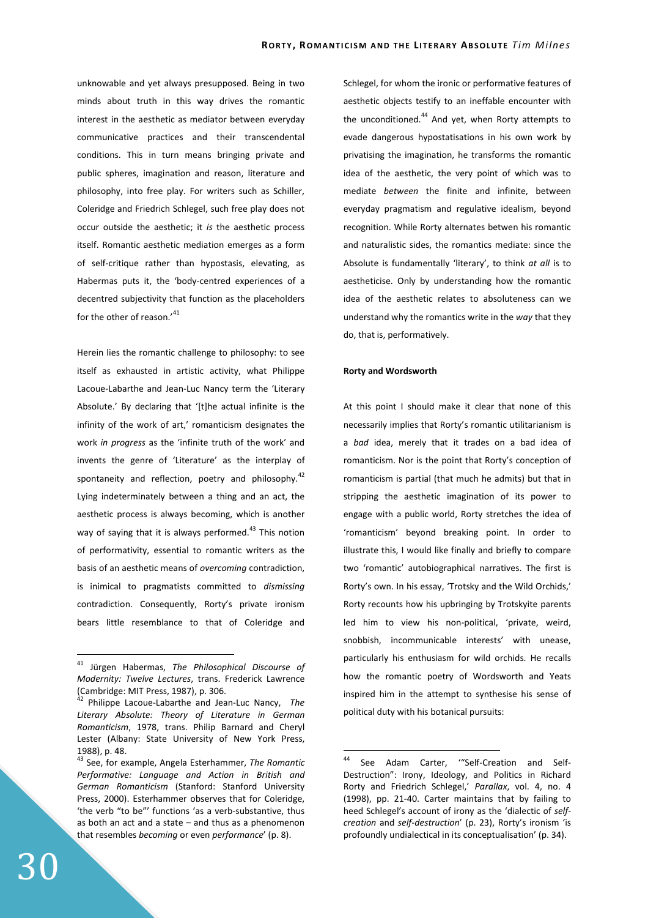unknowable and yet always presupposed. Being in two minds about truth in this way drives the romantic interest in the aesthetic as mediator between everyday communicative practices and their transcendental conditions. This in turn means bringing private and public spheres, imagination and reason, literature and philosophy, into free play. For writers such as Schiller, Coleridge and Friedrich Schlegel, such free play does not occur outside the aesthetic; it *is* the aesthetic process itself. Romantic aesthetic mediation emerges as a form of self-critique rather than hypostasis, elevating, as Habermas puts it, the 'body-centred experiences of a decentred subjectivity that function as the placeholders for the other of reason.'[41]

Herein lies the romantic challenge to philosophy: to see itself as exhausted in artistic activity, what Philippe Lacoue-Labarthe and Jean-Luc Nancy term the 'Literary Absolute.' By declaring that '[t]he actual infinite is the infinity of the work of art,' romanticism designates the work *in progress* as the 'infinite truth of the work' and invents the genre of 'Literature' as the interplay of spontaneity and reflection, poetry and philosophy.[42] Lying indeterminately between a thing and an act, the aesthetic process is always becoming, which is another way of saying that it is always performed.[43] This notion of performativity, essential to romantic writers as the basis of an aesthetic means of *overcoming* contradiction, is inimical to pragmatists committed to *dismissing* contradiction. Consequently, Rorty's private ironism bears little resemblance to that of Coleridge and Schlegel, for whom the ironic or performative features of aesthetic objects testify to an ineffable encounter with the unconditioned.[44] And yet, when Rorty attempts to evade dangerous hypostatisations in his own work by privatising the imagination, he transforms the romantic idea of the aesthetic, the very point of which was to mediate *between* the finite and infinite, between everyday pragmatism and regulative idealism, beyond recognition. While Rorty alternates betwen his romantic and naturalistic sides, the romantics mediate: since the Absolute is fundamentally 'literary', to think *at all* is to aestheticise. Only by understanding how the romantic idea of the aesthetic relates to absoluteness can we understand why the romantics write in the *way* that they do, that is, performatively.

**Rorty and Wordsworth**

At this point I should make it clear that none of this necessarily implies that Rorty's romantic utilitarianism is a *bad* idea, merely that it trades on a bad idea of romanticism. Nor is the point that Rorty's conception of romanticism is partial (that much he admits) but that in stripping the aesthetic imagination of its power to engage with a public world, Rorty stretches the idea of 'romanticism' beyond breaking point. In order to illustrate this, I would like finally and briefly to compare two 'romantic' autobiographical narratives. The first is Rorty's own. In his essay, 'Trotsky and the Wild Orchids,' Rorty recounts how his upbringing by Trotskyite parents led him to view his non-political, 'private, weird, snobbish, incommunicable interests' with unease, particularly his enthusiasm for wild orchids. He recalls how the romantic poetry of Wordsworth and Yeats inspired him in the attempt to synthesise his sense of political duty with his botanical pursuits:

---

[41] Jürgen Habermas, *The Philosophical Discourse of Modernity: Twelve Lectures*, trans. Frederick Lawrence (Cambridge: MIT Press, 1987), p. 306.

[42] Philippe Lacoue-Labarthe and Jean-Luc Nancy, *The Literary Absolute: Theory of Literature in German Romanticism*, 1978, trans. Philip Barnard and Cheryl Lester (Albany: State University of New York Press, 1988), p. 48.

[43] See, for example, Angela Esterhammer, *The Romantic Performative: Language and Action in British and German Romanticism* (Stanford: Stanford University Press, 2000). Esterhammer observes that for Coleridge, 'the verb "to be"' functions 'as a verb-substantive, thus as both an act and a state – and thus as a phenomenon that resembles *becoming* or even *performance*' (p. 8).

[44] See Adam Carter, '"Self-Creation and Self-Destruction": Irony, Ideology, and Politics in Richard Rorty and Friedrich Schlegel,' *Parallax*, vol. 4, no. 4 (1998), pp. 21-40. Carter maintains that by failing to heed Schlegel's account of irony as the 'dialectic of *self-creation* and *self-destruction*' (p. 23), Rorty's ironism 'is profoundly undialectical in its conceptualisation' (p. 34).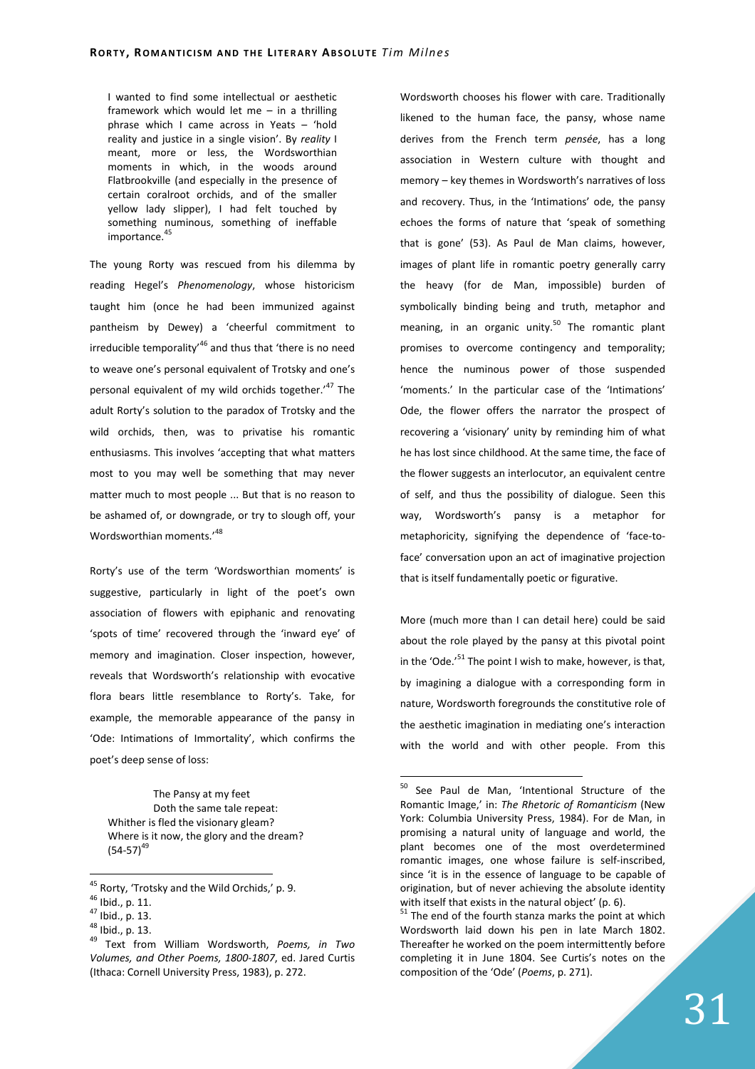> I wanted to find some intellectual or aesthetic framework which would let me – in a thrilling phrase which I came across in Yeats – 'hold reality and justice in a single vision'. By *reality* I meant, more or less, the Wordsworthian moments in which, in the woods around Flatbrookville (and especially in the presence of certain coralroot orchids, and of the smaller yellow lady slipper), I had felt touched by something numinous, something of ineffable importance.[45]

The young Rorty was rescued from his dilemma by reading Hegel's *Phenomenology*, whose historicism taught him (once he had been immunized against pantheism by Dewey) a 'cheerful commitment to irreducible temporality'[46] and thus that 'there is no need to weave one's personal equivalent of Trotsky and one's personal equivalent of my wild orchids together.'[47] The adult Rorty's solution to the paradox of Trotsky and the wild orchids, then, was to privatise his romantic enthusiasms. This involves 'accepting that what matters most to you may well be something that may never matter much to most people ... But that is no reason to be ashamed of, or downgrade, or try to slough off, your Wordsworthian moments.'[48]

Rorty's use of the term 'Wordsworthian moments' is suggestive, particularly in light of the poet's own association of flowers with epiphanic and renovating 'spots of time' recovered through the 'inward eye' of memory and imagination. Closer inspection, however, reveals that Wordsworth's relationship with evocative flora bears little resemblance to Rorty's. Take, for example, the memorable appearance of the pansy in 'Ode: Intimations of Immortality', which confirms the poet's deep sense of loss:

> The Pansy at my feet
> Doth the same tale repeat:
> Whither is fled the visionary gleam?
> Where is it now, the glory and the dream?
> (54-57)[49]

Wordsworth chooses his flower with care. Traditionally likened to the human face, the pansy, whose name derives from the French term *pensée*, has a long association in Western culture with thought and memory – key themes in Wordsworth's narratives of loss and recovery. Thus, in the 'Intimations' ode, the pansy echoes the forms of nature that 'speak of something that is gone' (53). As Paul de Man claims, however, images of plant life in romantic poetry generally carry the heavy (for de Man, impossible) burden of symbolically binding being and truth, metaphor and meaning, in an organic unity.[50] The romantic plant promises to overcome contingency and temporality; hence the numinous power of those suspended 'moments.' In the particular case of the 'Intimations' Ode, the flower offers the narrator the prospect of recovering a 'visionary' unity by reminding him of what he has lost since childhood. At the same time, the face of the flower suggests an interlocutor, an equivalent centre of self, and thus the possibility of dialogue. Seen this way, Wordsworth's pansy is a metaphor for metaphoricity, signifying the dependence of 'face-to-face' conversation upon an act of imaginative projection that is itself fundamentally poetic or figurative.

More (much more than I can detail here) could be said about the role played by the pansy at this pivotal point in the 'Ode.'[51] The point I wish to make, however, is that, by imagining a dialogue with a corresponding form in nature, Wordsworth foregrounds the constitutive role of the aesthetic imagination in mediating one's interaction with the world and with other people. From this

---

[45] Rorty, 'Trotsky and the Wild Orchids,' p. 9.

[46] Ibid., p. 11.

[47] Ibid., p. 13.

[48] Ibid., p. 13.

[49] Text from William Wordsworth, *Poems, in Two Volumes, and Other Poems, 1800-1807*, ed. Jared Curtis (Ithaca: Cornell University Press, 1983), p. 272.

[50] See Paul de Man, 'Intentional Structure of the Romantic Image,' in: *The Rhetoric of Romanticism* (New York: Columbia University Press, 1984). For de Man, in promising a natural unity of language and world, the plant becomes one of the most overdetermined romantic images, one whose failure is self-inscribed, since 'it is in the essence of language to be capable of origination, but of never achieving the absolute identity with itself that exists in the natural object' (p. 6).

[51] The end of the fourth stanza marks the point at which Wordsworth laid down his pen in late March 1802. Thereafter he worked on the poem intermittently before completing it in June 1804. See Curtis's notes on the composition of the 'Ode' (*Poems*, p. 271).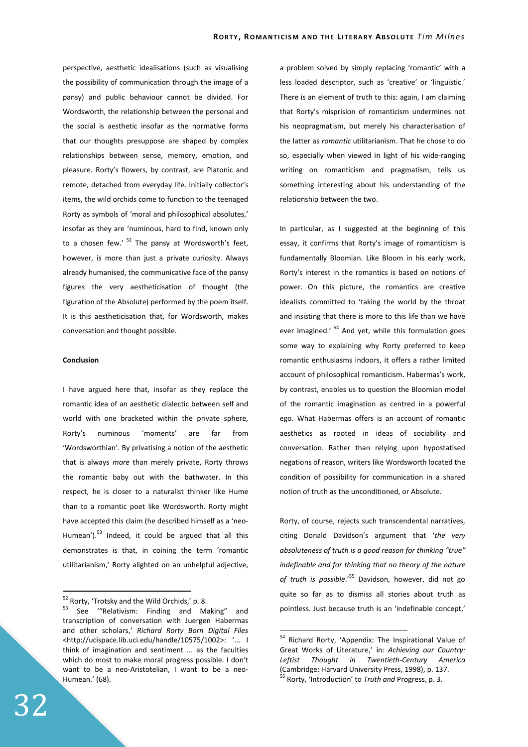perspective, aesthetic idealisations (such as visualising the possibility of communication through the image of a pansy) and public behaviour cannot be divided. For Wordsworth, the relationship between the personal and the social is aesthetic insofar as the normative forms that our thoughts presuppose are shaped by complex relationships between sense, memory, emotion, and pleasure. Rorty's flowers, by contrast, are Platonic and remote, detached from everyday life. Initially collector's items, the wild orchids come to function to the teenaged Rorty as symbols of 'moral and philosophical absolutes,' insofar as they are 'numinous, hard to find, known only to a chosen few.' [52] The pansy at Wordsworth's feet, however, is more than just a private curiosity. Always already humanised, the communicative face of the pansy figures the very aestheticisation of thought (the figuration of the Absolute) performed by the poem itself. It is this aestheticisation that, for Wordsworth, makes conversation and thought possible.

**Conclusion**

I have argued here that, insofar as they replace the romantic idea of an aesthetic dialectic between self and world with one bracketed within the private sphere, Rorty's numinous 'moments' are far from 'Wordsworthian'. By privatising a notion of the aesthetic that is always *more* than merely private, Rorty throws the romantic baby out with the bathwater. In this respect, he is closer to a naturalist thinker like Hume than to a romantic poet like Wordsworth. Rorty might have accepted this claim (he described himself as a 'neo-Humean').[53] Indeed, it could be argued that all this demonstrates is that, in coining the term 'romantic utilitarianism,' Rorty alighted on an unhelpful adjective, a problem solved by simply replacing 'romantic' with a less loaded descriptor, such as 'creative' or 'linguistic.' There is an element of truth to this: again, I am claiming that Rorty's misprision of romanticism undermines not his neopragmatism, but merely his characterisation of the latter as *romantic* utilitarianism. That he chose to do so, especially when viewed in light of his wide-ranging writing on romanticism and pragmatism, tells us something interesting about his understanding of the relationship between the two.

In particular, as I suggested at the beginning of this essay, it confirms that Rorty's image of romanticism is fundamentally Bloomian. Like Bloom in his early work, Rorty's interest in the romantics is based on notions of power. On this picture, the romantics are creative idealists committed to 'taking the world by the throat and insisting that there is more to this life than we have ever imagined.' [54] And yet, while this formulation goes some way to explaining why Rorty preferred to keep romantic enthusiasms indoors, it offers a rather limited account of philosophical romanticism. Habermas's work, by contrast, enables us to question the Bloomian model of the romantic imagination as centred in a powerful ego. What Habermas offers is an account of romantic aesthetics as rooted in ideas of sociability and conversation. Rather than relying upon hypostatised negations of reason, writers like Wordsworth located the condition of possibility for communication in a shared notion of truth as the unconditioned, or Absolute.

Rorty, of course, rejects such transcendental narratives, citing Donald Davidson's argument that '*the very absoluteness of truth is a good reason for thinking "true" indefinable and for thinking that no theory of the nature of truth is possible*.'[55] Davidson, however, did not go quite so far as to dismiss all stories about truth as pointless. Just because truth is an 'indefinable concept,'

---

[52] Rorty, 'Trotsky and the Wild Orchids,' p. 8.

[53] See '"Relativism: Finding and Making" and transcription of conversation with Juergen Habermas and other scholars,' *Richard Rorty Born Digital Files* <http://ucispace.lib.uci.edu/handle/10575/1002>: '... I think of imagination and sentiment ... as the faculties which do most to make moral progress possible. I don't want to be a neo-Aristotelian, I want to be a neo-Humean.' (68).

[54] Richard Rorty, 'Appendix: The Inspirational Value of Great Works of Literature,' in: *Achieving our Country: Leftist Thought in Twentieth-Century America* (Cambridge: Harvard University Press, 1998), p. 137.

[55] Rorty, 'Introduction' to *Truth and* Progress, p. 3.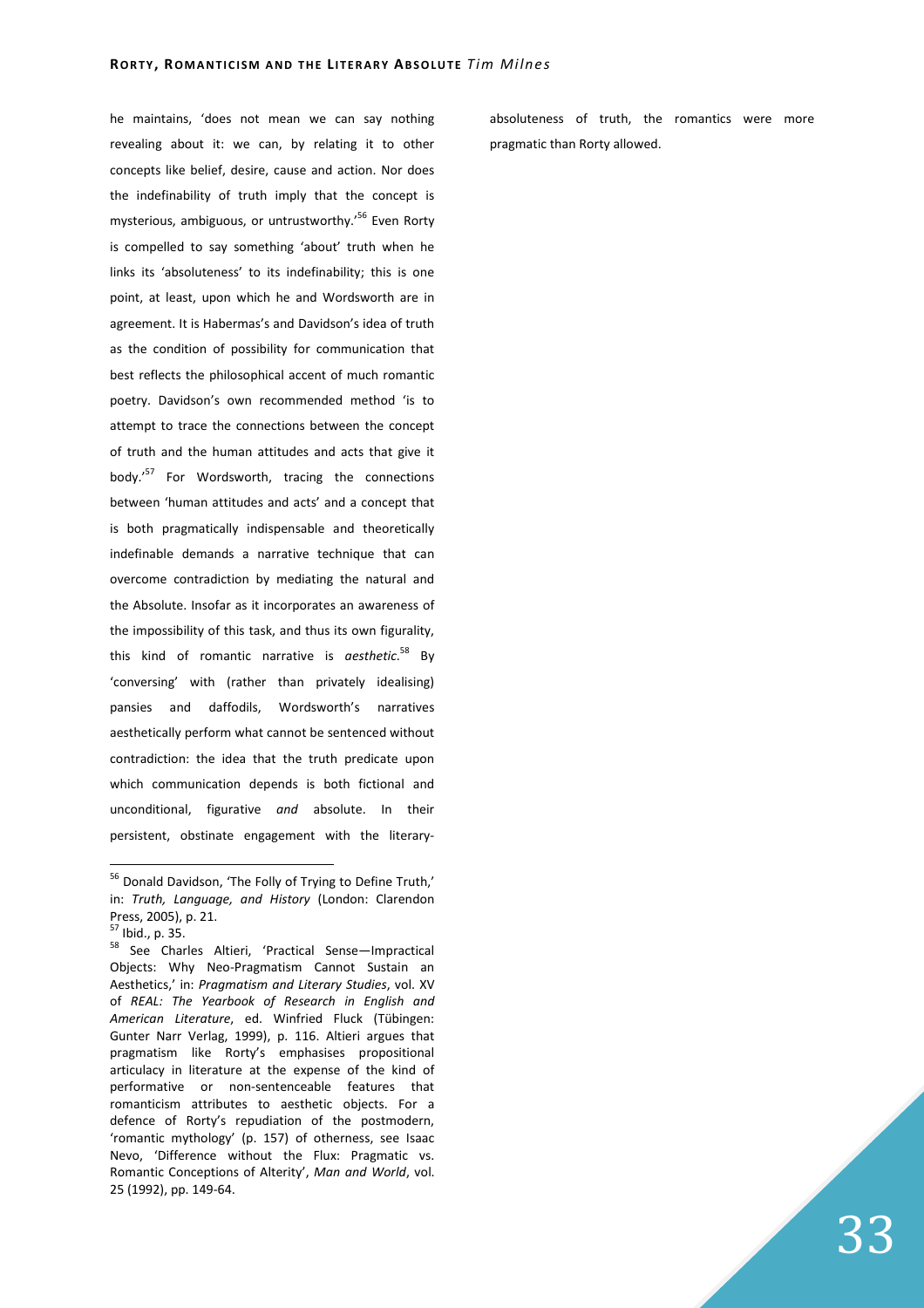he maintains, 'does not mean we can say nothing revealing about it: we can, by relating it to other concepts like belief, desire, cause and action. Nor does the indefinability of truth imply that the concept is mysterious, ambiguous, or untrustworthy.'[56] Even Rorty is compelled to say something 'about' truth when he links its 'absoluteness' to its indefinability; this is one point, at least, upon which he and Wordsworth are in agreement. It is Habermas's and Davidson's idea of truth as the condition of possibility for communication that best reflects the philosophical accent of much romantic poetry. Davidson's own recommended method 'is to attempt to trace the connections between the concept of truth and the human attitudes and acts that give it body.'[57] For Wordsworth, tracing the connections between 'human attitudes and acts' and a concept that is both pragmatically indispensable and theoretically indefinable demands a narrative technique that can overcome contradiction by mediating the natural and the Absolute. Insofar as it incorporates an awareness of the impossibility of this task, and thus its own figurality, this kind of romantic narrative is *aesthetic*.[58] By 'conversing' with (rather than privately idealising) pansies and daffodils, Wordsworth's narratives aesthetically perform what cannot be sentenced without contradiction: the idea that the truth predicate upon which communication depends is both fictional and unconditional, figurative *and* absolute. In their persistent, obstinate engagement with the literary-absoluteness of truth, the romantics were more pragmatic than Rorty allowed.

---

[56] Donald Davidson, 'The Folly of Trying to Define Truth,' in: *Truth, Language, and History* (London: Clarendon Press, 2005), p. 21.

[57] Ibid., p. 35.

[58] See Charles Altieri, 'Practical Sense—Impractical Objects: Why Neo-Pragmatism Cannot Sustain an Aesthetics,' in: *Pragmatism and Literary Studies*, vol. XV of *REAL: The Yearbook of Research in English and American Literature*, ed. Winfried Fluck (Tübingen: Gunter Narr Verlag, 1999), p. 116. Altieri argues that pragmatism like Rorty's emphasises propositional articulacy in literature at the expense of the kind of performative or non-sentenceable features that romanticism attributes to aesthetic objects. For a defence of Rorty's repudiation of the postmodern, 'romantic mythology' (p. 157) of otherness, see Isaac Nevo, 'Difference without the Flux: Pragmatic vs. Romantic Conceptions of Alterity', *Man and World*, vol. 25 (1992), pp. 149-64.